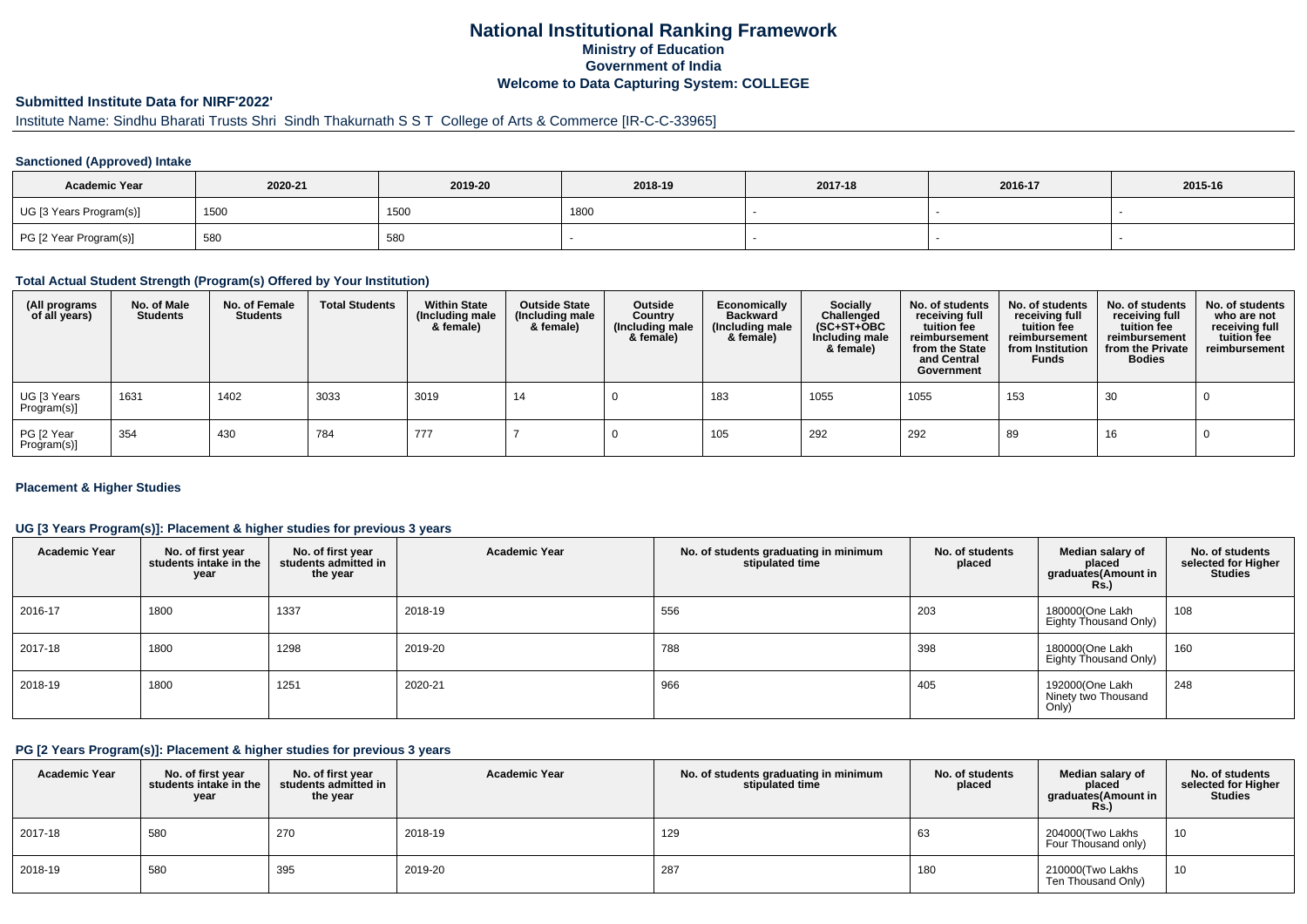# National Institutional Ranking Framework

**Ministry of Education**

**Government of India**

**Welcome to Data Capturing System: COLLEGE**

## Submitted Institute Data for NIRF'2022'

Institute Name: Sindhu Bharati Trusts Shri Sindh Thakurnath S S T College of Arts & Commerce [IR-C-C-33965]

### Sanctioned (Approved) Intake

| Academic Year | 2020-21 | 2019-20 | 2018-19 | 2017-18 | 2016-17 | 2015-16 |
|---|---|---|---|---|---|---|
| UG [3 Years Program(s)] | 1500 | 1500 | 1800 | - | - | - |
| PG [2 Year Program(s)] | 580 | 580 | - | - | - | - |

### Total Actual Student Strength (Program(s) Offered by Your Institution)

| (All programs of all years) | No. of Male Students | No. of Female Students | Total Students | Within State (Including male & female) | Outside State (Including male & female) | Outside Country (Including male & female) | Economically Backward (Including male & female) | Socially Challenged (SC+ST+OBC Including male & female) | No. of students receiving full tuition fee reimbursement from the State and Central Government | No. of students receiving full tuition fee reimbursement from Institution Funds | No. of students receiving full tuition fee reimbursement from the Private Bodies | No. of students who are not receiving full tuition fee reimbursement |
|---|---|---|---|---|---|---|---|---|---|---|---|---|
| UG [3 Years Program(s)] | 1631 | 1402 | 3033 | 3019 | 14 | 0 | 183 | 1055 | 1055 | 153 | 30 | 0 |
| PG [2 Year Program(s)] | 354 | 430 | 784 | 777 | 7 | 0 | 105 | 292 | 292 | 89 | 16 | 0 |

### Placement & Higher Studies

#### UG [3 Years Program(s)]: Placement & higher studies for previous 3 years

| Academic Year | No. of first year students intake in the year | No. of first year students admitted in the year | Academic Year | No. of students graduating in minimum stipulated time | No. of students placed | Median salary of placed graduates(Amount in Rs.) | No. of students selected for Higher Studies |
|---|---|---|---|---|---|---|---|
| 2016-17 | 1800 | 1337 | 2018-19 | 556 | 203 | 180000(One Lakh Eighty Thousand Only) | 108 |
| 2017-18 | 1800 | 1298 | 2019-20 | 788 | 398 | 180000(One Lakh Eighty Thousand Only) | 160 |
| 2018-19 | 1800 | 1251 | 2020-21 | 966 | 405 | 192000(One Lakh Ninety two Thousand Only) | 248 |

#### PG [2 Years Program(s)]: Placement & higher studies for previous 3 years

| Academic Year | No. of first year students intake in the year | No. of first year students admitted in the year | Academic Year | No. of students graduating in minimum stipulated time | No. of students placed | Median salary of placed graduates(Amount in Rs.) | No. of students selected for Higher Studies |
|---|---|---|---|---|---|---|---|
| 2017-18 | 580 | 270 | 2018-19 | 129 | 63 | 204000(Two Lakhs Four Thousand only) | 10 |
| 2018-19 | 580 | 395 | 2019-20 | 287 | 180 | 210000(Two Lakhs Ten Thousand Only) | 10 |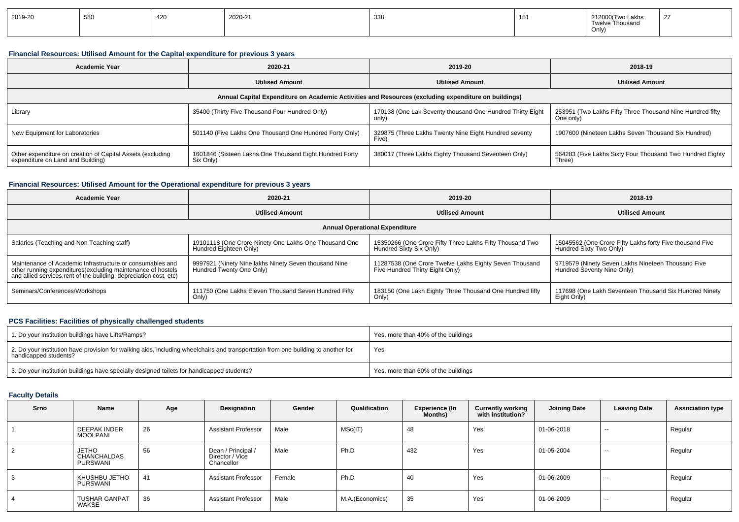| 2019-20 | 580 | 420 | 2020-21 | 338 | 151 | 212000(Two Lakhs Twelve Thousand Only) | 27 |
|---|---|---|---|---|---|---|---|

### Financial Resources: Utilised Amount for the Capital expenditure for previous 3 years

| Academic Year | 2020-21 | 2019-20 | 2018-19 |
|---|---|---|---|
| | Utilised Amount | Utilised Amount | Utilised Amount |
| Annual Capital Expenditure on Academic Activities and Resources (excluding expenditure on buildings) | | | |
| Library | 35400 (Thirty Five Thousand Four Hundred Only) | 170138 (One Lak Seventy thousand One Hundred Thirty Eight only) | 253951 (Two Lakhs Fifty Three Thousand Nine Hundred fifty One only) |
| New Equipment for Laboratories | 501140 (Five Lakhs One Thousand One Hundred Forty Only) | 329875 (Three Lakhs Twenty Nine Eight Hundred seventy Five) | 1907600 (Nineteen Lakhs Seven Thousand Six Hundred) |
| Other expenditure on creation of Capital Assets (excluding expenditure on Land and Building) | 1601846 (Sixteen Lakhs One Thousand Eight Hundred Forty Six Only) | 380017 (Three Lakhs Eighty Thousand Seventeen Only) | 564283 (Five Lakhs Sixty Four Thousand Two Hundred Eighty Three) |

### Financial Resources: Utilised Amount for the Operational expenditure for previous 3 years

| Academic Year | 2020-21 | 2019-20 | 2018-19 |
|---|---|---|---|
| | Utilised Amount | Utilised Amount | Utilised Amount |
| Annual Operational Expenditure | | | |
| Salaries (Teaching and Non Teaching staff) | 19101118 (One Crore Ninety One Lakhs One Thousand One Hundred Eighteen Only) | 15350266 (One Crore Fifty Three Lakhs Fifty Thousand Two Hundred Sixty Six Only) | 15045562 (One Crore Fifty Lakhs forty Five thousand Five Hundred Sixty Two Only) |
| Maintenance of Academic Infrastructure or consumables and other running expenditures(excluding maintenance of hostels and allied services,rent of the building, depreciation cost, etc) | 9997921 (Ninety Nine lakhs Ninety Seven thousand Nine Hundred Twenty One Only) | 11287538 (One Crore Twelve Lakhs Eighty Seven Thousand Five Hundred Thirty Eight Only) | 9719579 (Ninety Seven Lakhs Nineteen Thousand Five Hundred Seventy Nine Only) |
| Seminars/Conferences/Workshops | 111750 (One Lakhs Eleven Thousand Seven Hundred Fifty Only) | 183150 (One Lakh Eighty Three Thousand One Hundred fifty Only) | 117698 (One Lakh Seventeen Thousand Six Hundred Ninety Eight Only) |

### PCS Facilities: Facilities of physically challenged students

| | |
|---|---|
| 1. Do your institution buildings have Lifts/Ramps? | Yes, more than 40% of the buildings |
| 2. Do your institution have provision for walking aids, including wheelchairs and transportation from one building to another for handicapped students? | Yes |
| 3. Do your institution buildings have specially designed toilets for handicapped students? | Yes, more than 60% of the buildings |

### Faculty Details

| Srno | Name | Age | Designation | Gender | Qualification | Experience (In Months) | Currently working with institution? | Joining Date | Leaving Date | Association type |
|---|---|---|---|---|---|---|---|---|---|---|
| 1 | DEEPAK INDER MOOLPANI | 26 | Assistant Professor | Male | MSc(IT) | 48 | Yes | 01-06-2018 | -- | Regular |
| 2 | JETHO CHANCHALDAS PURSWANI | 56 | Dean / Principal / Director / Vice Chancellor | Male | Ph.D | 432 | Yes | 01-05-2004 | -- | Regular |
| 3 | KHUSHBU JETHO PURSWANI | 41 | Assistant Professor | Female | Ph.D | 40 | Yes | 01-06-2009 | -- | Regular |
| 4 | TUSHAR GANPAT WAKSE | 36 | Assistant Professor | Male | M.A.(Economics) | 35 | Yes | 01-06-2009 | -- | Regular |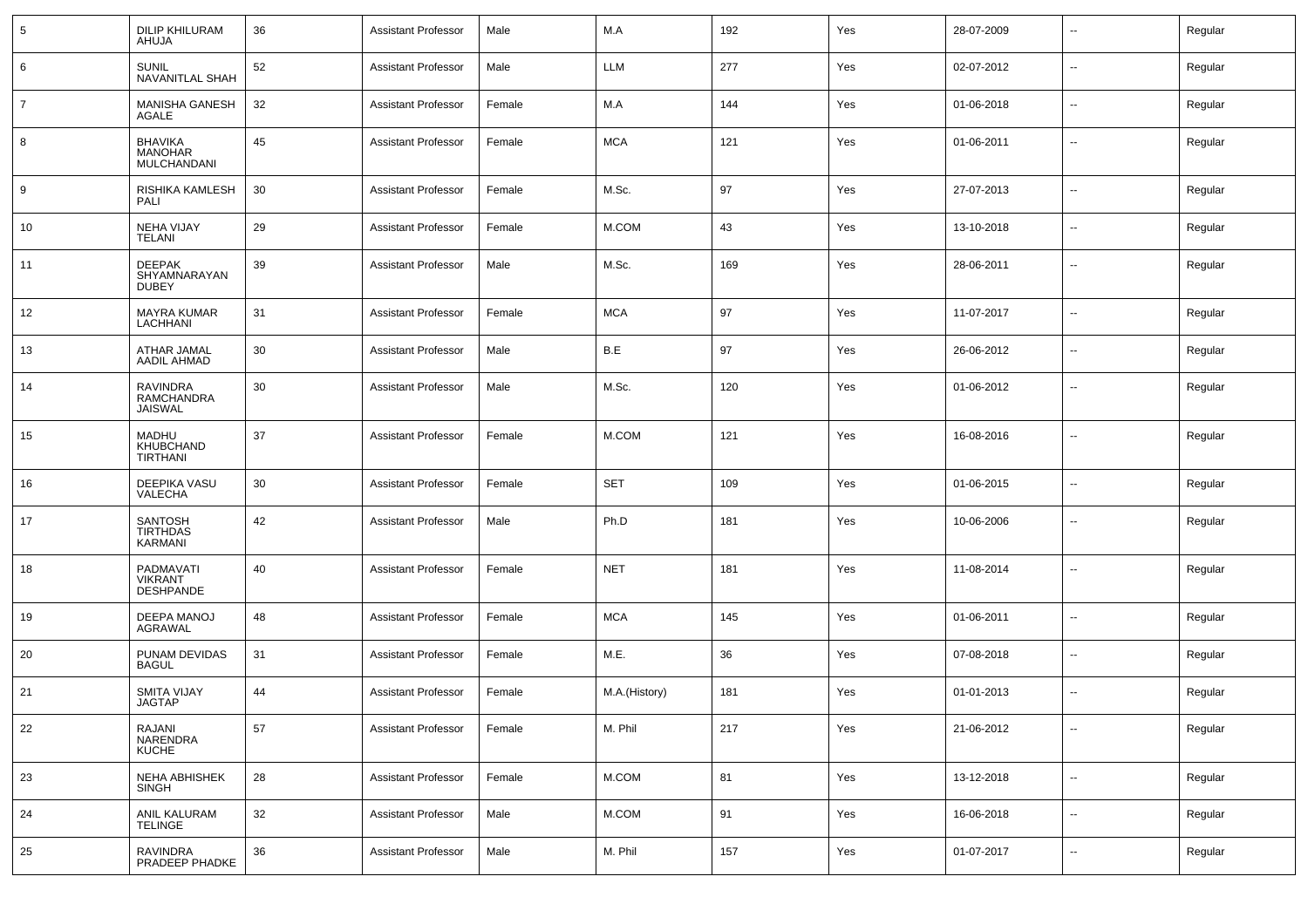| 5 | DILIP KHILURAM AHUJA | 36 | Assistant Professor | Male | M.A | 192 | Yes | 28-07-2009 | -- | Regular |
|---|---|---|---|---|---|---|---|---|---|---|
| 6 | SUNIL NAVANITLAL SHAH | 52 | Assistant Professor | Male | LLM | 277 | Yes | 02-07-2012 | -- | Regular |
| 7 | MANISHA GANESH AGALE | 32 | Assistant Professor | Female | M.A | 144 | Yes | 01-06-2018 | -- | Regular |
| 8 | BHAVIKA MANOHAR MULCHANDANI | 45 | Assistant Professor | Female | MCA | 121 | Yes | 01-06-2011 | -- | Regular |
| 9 | RISHIKA KAMLESH PALI | 30 | Assistant Professor | Female | M.Sc. | 97 | Yes | 27-07-2013 | -- | Regular |
| 10 | NEHA VIJAY TELANI | 29 | Assistant Professor | Female | M.COM | 43 | Yes | 13-10-2018 | -- | Regular |
| 11 | DEEPAK SHYAMNARAYAN DUBEY | 39 | Assistant Professor | Male | M.Sc. | 169 | Yes | 28-06-2011 | -- | Regular |
| 12 | MAYRA KUMAR LACHHANI | 31 | Assistant Professor | Female | MCA | 97 | Yes | 11-07-2017 | -- | Regular |
| 13 | ATHAR JAMAL AADIL AHMAD | 30 | Assistant Professor | Male | B.E | 97 | Yes | 26-06-2012 | -- | Regular |
| 14 | RAVINDRA RAMCHANDRA JAISWAL | 30 | Assistant Professor | Male | M.Sc. | 120 | Yes | 01-06-2012 | -- | Regular |
| 15 | MADHU KHUBCHAND TIRTHANI | 37 | Assistant Professor | Female | M.COM | 121 | Yes | 16-08-2016 | -- | Regular |
| 16 | DEEPIKA VASU VALECHA | 30 | Assistant Professor | Female | SET | 109 | Yes | 01-06-2015 | -- | Regular |
| 17 | SANTOSH TIRTHDAS KARMANI | 42 | Assistant Professor | Male | Ph.D | 181 | Yes | 10-06-2006 | -- | Regular |
| 18 | PADMAVATI VIKRANT DESHPANDE | 40 | Assistant Professor | Female | NET | 181 | Yes | 11-08-2014 | -- | Regular |
| 19 | DEEPA MANOJ AGRAWAL | 48 | Assistant Professor | Female | MCA | 145 | Yes | 01-06-2011 | -- | Regular |
| 20 | PUNAM DEVIDAS BAGUL | 31 | Assistant Professor | Female | M.E. | 36 | Yes | 07-08-2018 | -- | Regular |
| 21 | SMITA VIJAY JAGTAP | 44 | Assistant Professor | Female | M.A.(History) | 181 | Yes | 01-01-2013 | -- | Regular |
| 22 | RAJANI NARENDRA KUCHE | 57 | Assistant Professor | Female | M. Phil | 217 | Yes | 21-06-2012 | -- | Regular |
| 23 | NEHA ABHISHEK SINGH | 28 | Assistant Professor | Female | M.COM | 81 | Yes | 13-12-2018 | -- | Regular |
| 24 | ANIL KALURAM TELINGE | 32 | Assistant Professor | Male | M.COM | 91 | Yes | 16-06-2018 | -- | Regular |
| 25 | RAVINDRA PRADEEP PHADKE | 36 | Assistant Professor | Male | M. Phil | 157 | Yes | 01-07-2017 | -- | Regular |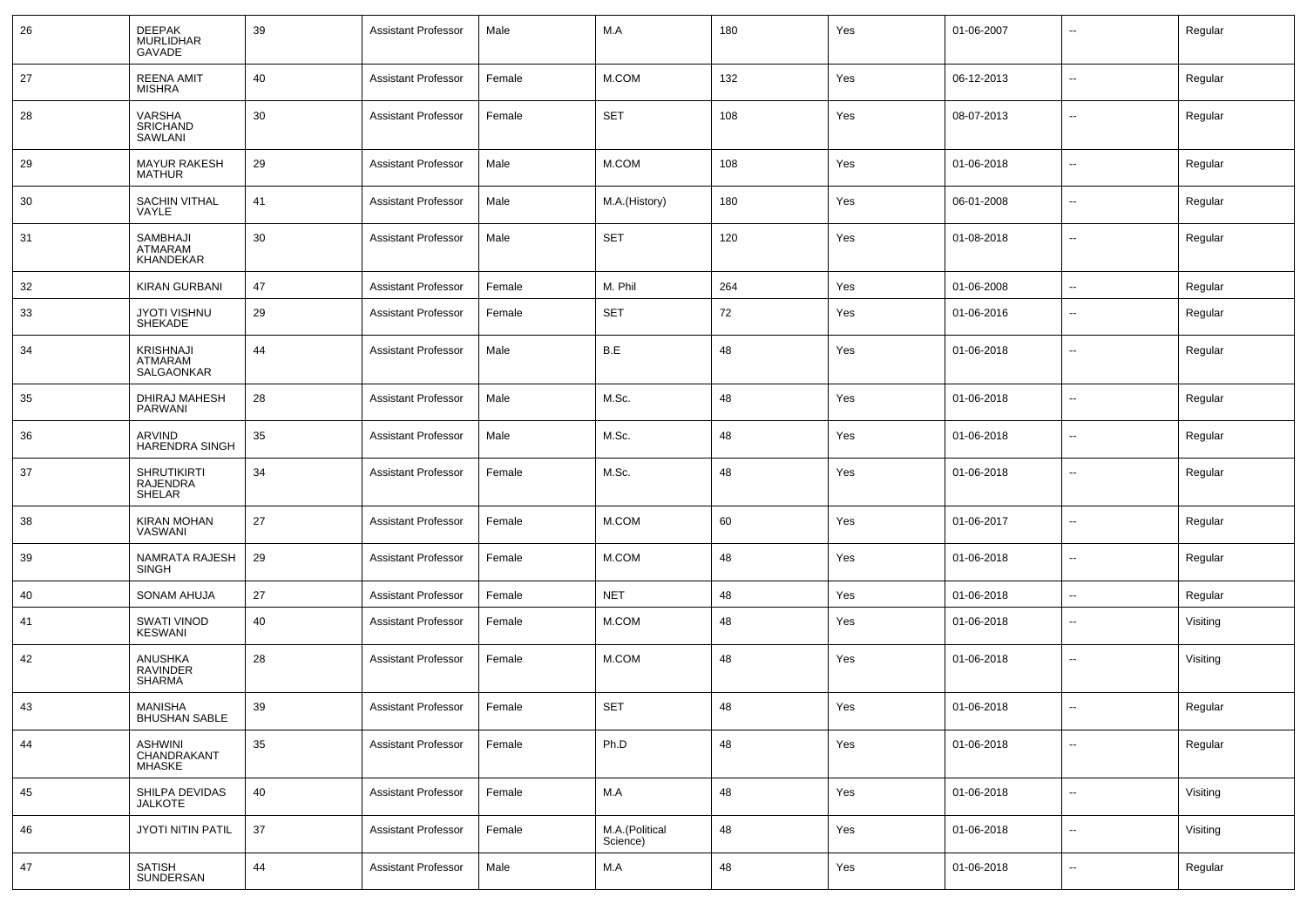| 26 | DEEPAK MURLIDHAR GAVADE | 39 | Assistant Professor | Male | M.A | 180 | Yes | 01-06-2007 | -- | Regular |
|---|---|---|---|---|---|---|---|---|---|---|
| 27 | REENA AMIT MISHRA | 40 | Assistant Professor | Female | M.COM | 132 | Yes | 06-12-2013 | -- | Regular |
| 28 | VARSHA SRICHAND SAWLANI | 30 | Assistant Professor | Female | SET | 108 | Yes | 08-07-2013 | -- | Regular |
| 29 | MAYUR RAKESH MATHUR | 29 | Assistant Professor | Male | M.COM | 108 | Yes | 01-06-2018 | -- | Regular |
| 30 | SACHIN VITHAL VAYLE | 41 | Assistant Professor | Male | M.A.(History) | 180 | Yes | 06-01-2008 | -- | Regular |
| 31 | SAMBHAJI ATMARAM KHANDEKAR | 30 | Assistant Professor | Male | SET | 120 | Yes | 01-08-2018 | -- | Regular |
| 32 | KIRAN GURBANI | 47 | Assistant Professor | Female | M. Phil | 264 | Yes | 01-06-2008 | -- | Regular |
| 33 | JYOTI VISHNU SHEKADE | 29 | Assistant Professor | Female | SET | 72 | Yes | 01-06-2016 | -- | Regular |
| 34 | KRISHNAJI ATMARAM SALGAONKAR | 44 | Assistant Professor | Male | B.E | 48 | Yes | 01-06-2018 | -- | Regular |
| 35 | DHIRAJ MAHESH PARWANI | 28 | Assistant Professor | Male | M.Sc. | 48 | Yes | 01-06-2018 | -- | Regular |
| 36 | ARVIND HARENDRA SINGH | 35 | Assistant Professor | Male | M.Sc. | 48 | Yes | 01-06-2018 | -- | Regular |
| 37 | SHRUTIKIRTI RAJENDRA SHELAR | 34 | Assistant Professor | Female | M.Sc. | 48 | Yes | 01-06-2018 | -- | Regular |
| 38 | KIRAN MOHAN VASWANI | 27 | Assistant Professor | Female | M.COM | 60 | Yes | 01-06-2017 | -- | Regular |
| 39 | NAMRATA RAJESH SINGH | 29 | Assistant Professor | Female | M.COM | 48 | Yes | 01-06-2018 | -- | Regular |
| 40 | SONAM AHUJA | 27 | Assistant Professor | Female | NET | 48 | Yes | 01-06-2018 | -- | Regular |
| 41 | SWATI VINOD KESWANI | 40 | Assistant Professor | Female | M.COM | 48 | Yes | 01-06-2018 | -- | Visiting |
| 42 | ANUSHKA RAVINDER SHARMA | 28 | Assistant Professor | Female | M.COM | 48 | Yes | 01-06-2018 | -- | Visiting |
| 43 | MANISHA BHUSHAN SABLE | 39 | Assistant Professor | Female | SET | 48 | Yes | 01-06-2018 | -- | Regular |
| 44 | ASHWINI CHANDRAKANT MHASKE | 35 | Assistant Professor | Female | Ph.D | 48 | Yes | 01-06-2018 | -- | Regular |
| 45 | SHILPA DEVIDAS JALKOTE | 40 | Assistant Professor | Female | M.A | 48 | Yes | 01-06-2018 | -- | Visiting |
| 46 | JYOTI NITIN PATIL | 37 | Assistant Professor | Female | M.A.(Political Science) | 48 | Yes | 01-06-2018 | -- | Visiting |
| 47 | SATISH SUNDERSAN | 44 | Assistant Professor | Male | M.A | 48 | Yes | 01-06-2018 | -- | Regular |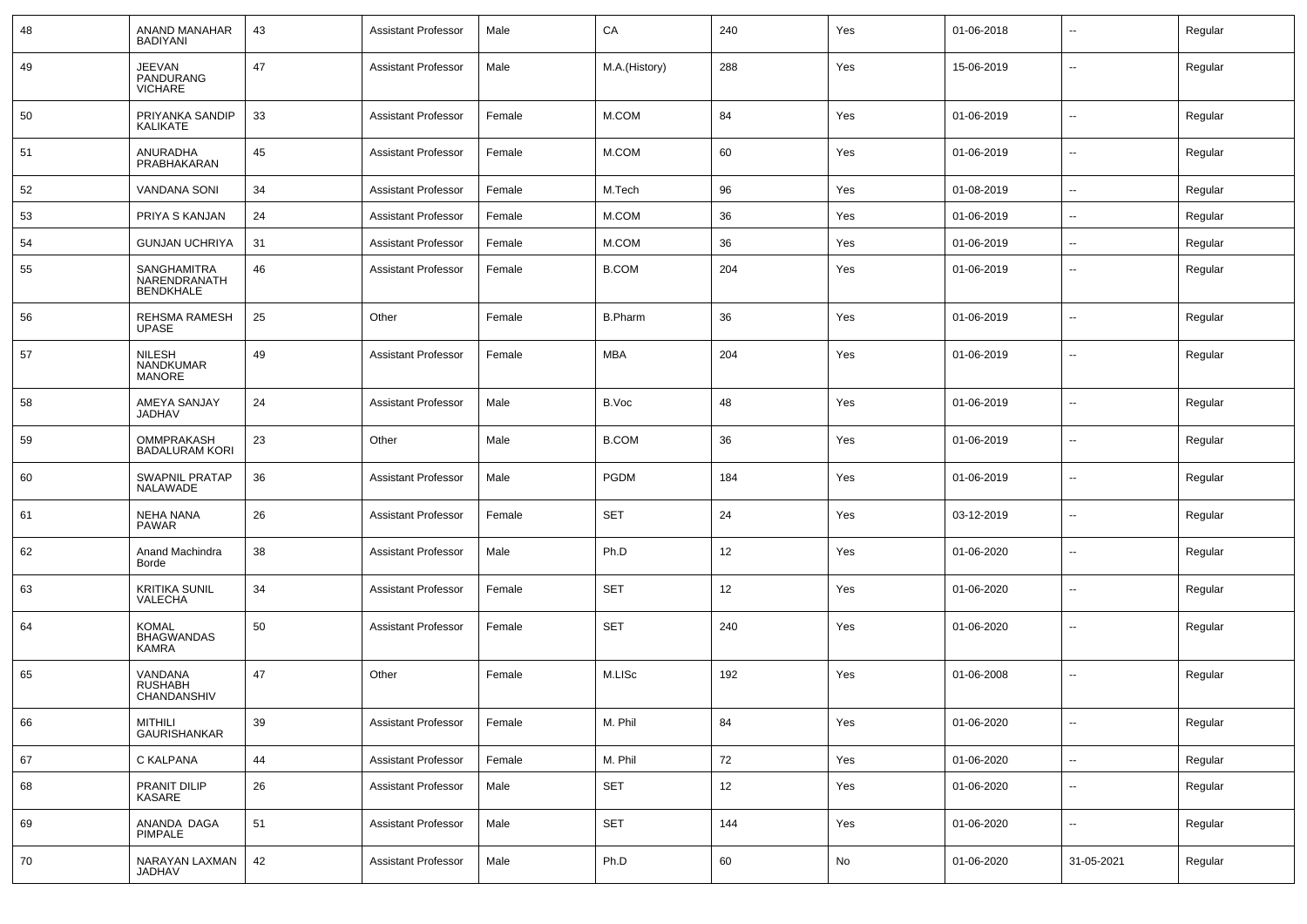| 48 | ANAND MANAHAR BADIYANI | 43 | Assistant Professor | Male | CA | 240 | Yes | 01-06-2018 | -- | Regular |
|---|---|---|---|---|---|---|---|---|---|---|
| 49 | JEEVAN PANDURANG VICHARE | 47 | Assistant Professor | Male | M.A.(History) | 288 | Yes | 15-06-2019 | -- | Regular |
| 50 | PRIYANKA SANDIP KALIKATE | 33 | Assistant Professor | Female | M.COM | 84 | Yes | 01-06-2019 | -- | Regular |
| 51 | ANURADHA PRABHAKARAN | 45 | Assistant Professor | Female | M.COM | 60 | Yes | 01-06-2019 | -- | Regular |
| 52 | VANDANA SONI | 34 | Assistant Professor | Female | M.Tech | 96 | Yes | 01-08-2019 | -- | Regular |
| 53 | PRIYA S KANJAN | 24 | Assistant Professor | Female | M.COM | 36 | Yes | 01-06-2019 | -- | Regular |
| 54 | GUNJAN UCHRIYA | 31 | Assistant Professor | Female | M.COM | 36 | Yes | 01-06-2019 | -- | Regular |
| 55 | SANGHAMITRA NARENDRANATH BENDKHALE | 46 | Assistant Professor | Female | B.COM | 204 | Yes | 01-06-2019 | -- | Regular |
| 56 | REHSMA RAMESH UPASE | 25 | Other | Female | B.Pharm | 36 | Yes | 01-06-2019 | -- | Regular |
| 57 | NILESH NANDKUMAR MANORE | 49 | Assistant Professor | Female | MBA | 204 | Yes | 01-06-2019 | -- | Regular |
| 58 | AMEYA SANJAY JADHAV | 24 | Assistant Professor | Male | B.Voc | 48 | Yes | 01-06-2019 | -- | Regular |
| 59 | OMMPRAKASH BADALURAM KORI | 23 | Other | Male | B.COM | 36 | Yes | 01-06-2019 | -- | Regular |
| 60 | SWAPNIL PRATAP NALAWADE | 36 | Assistant Professor | Male | PGDM | 184 | Yes | 01-06-2019 | -- | Regular |
| 61 | NEHA NANA PAWAR | 26 | Assistant Professor | Female | SET | 24 | Yes | 03-12-2019 | -- | Regular |
| 62 | Anand Machindra Borde | 38 | Assistant Professor | Male | Ph.D | 12 | Yes | 01-06-2020 | -- | Regular |
| 63 | KRITIKA SUNIL VALECHA | 34 | Assistant Professor | Female | SET | 12 | Yes | 01-06-2020 | -- | Regular |
| 64 | KOMAL BHAGWANDAS KAMRA | 50 | Assistant Professor | Female | SET | 240 | Yes | 01-06-2020 | -- | Regular |
| 65 | VANDANA RUSHABH CHANDANSHIV | 47 | Other | Female | M.LISc | 192 | Yes | 01-06-2008 | -- | Regular |
| 66 | MITHILI GAURISHANKAR | 39 | Assistant Professor | Female | M. Phil | 84 | Yes | 01-06-2020 | -- | Regular |
| 67 | C KALPANA | 44 | Assistant Professor | Female | M. Phil | 72 | Yes | 01-06-2020 | -- | Regular |
| 68 | PRANIT DILIP KASARE | 26 | Assistant Professor | Male | SET | 12 | Yes | 01-06-2020 | -- | Regular |
| 69 | ANANDA DAGA PIMPALE | 51 | Assistant Professor | Male | SET | 144 | Yes | 01-06-2020 | -- | Regular |
| 70 | NARAYAN LAXMAN JADHAV | 42 | Assistant Professor | Male | Ph.D | 60 | No | 01-06-2020 | 31-05-2021 | Regular |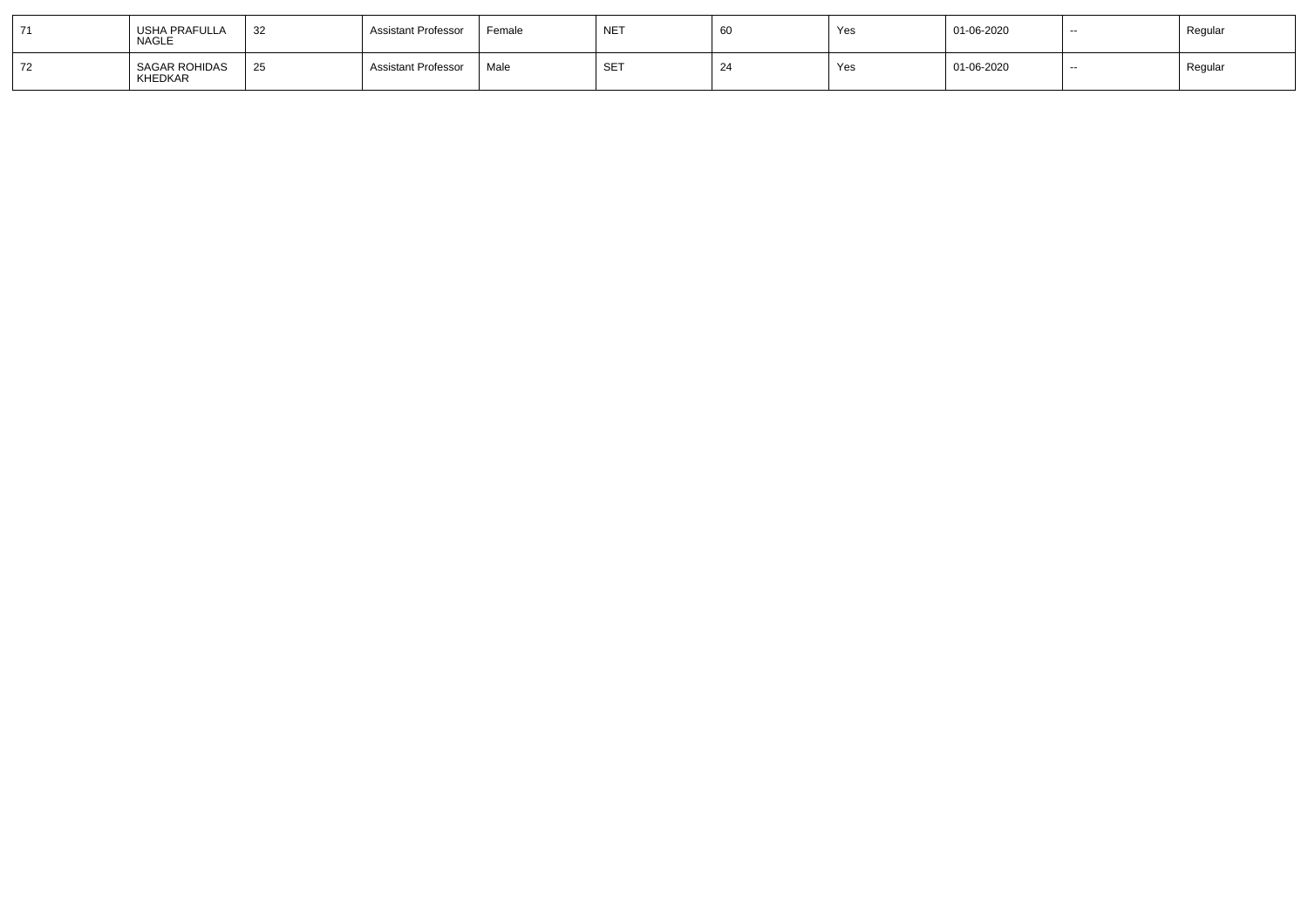| | | | | | | | | | | |
|---|---|---|---|---|---|---|---|---|---|---|
| 71 | USHA PRAFULLA NAGLE | 32 | Assistant Professor | Female | NET | 60 | Yes | 01-06-2020 | -- | Regular |
| 72 | SAGAR ROHIDAS KHEDKAR | 25 | Assistant Professor | Male | SET | 24 | Yes | 01-06-2020 | -- | Regular |